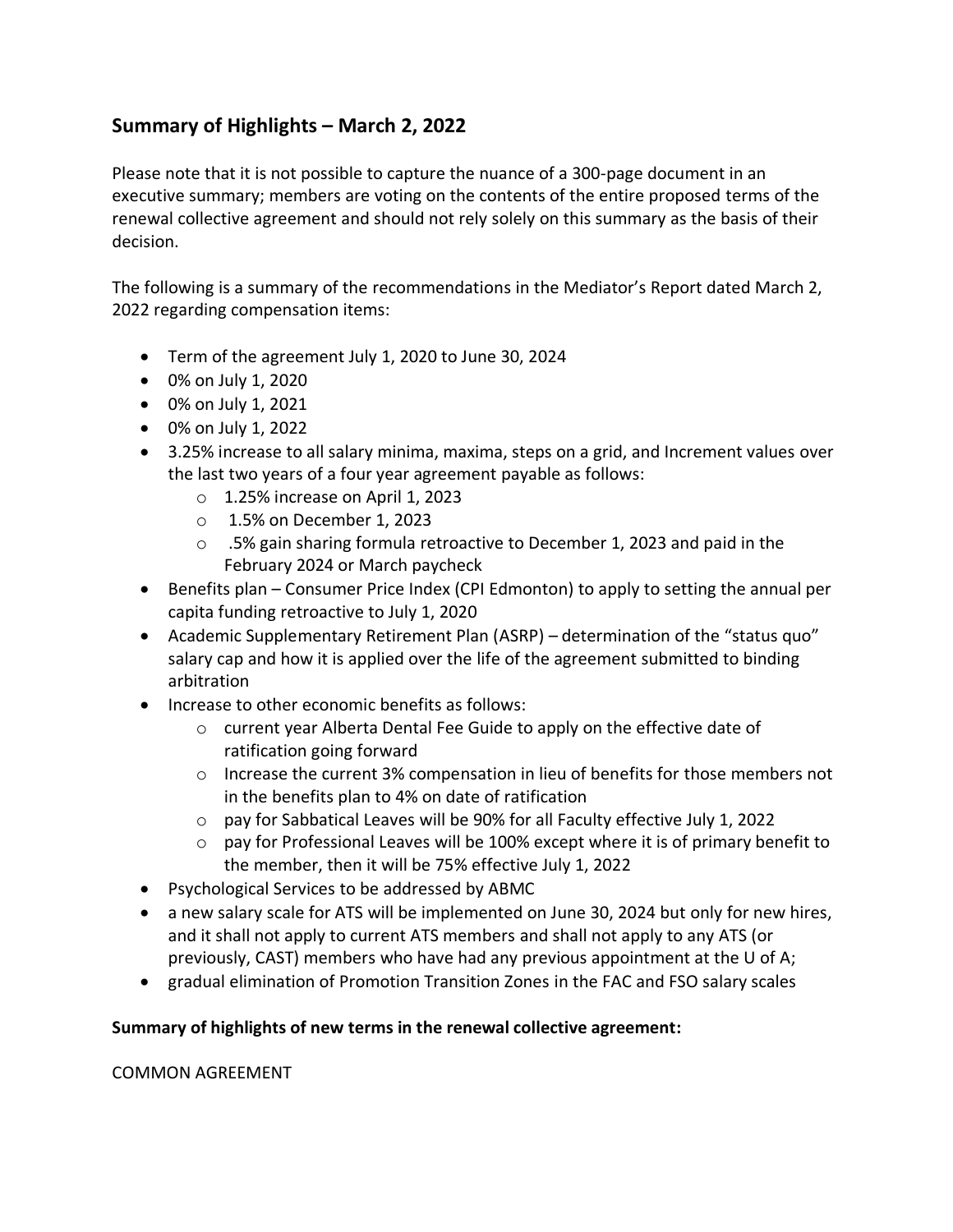## Summary of Highlights – March 2, 2022

Please note that it is not possible to capture the nuance of a 300-page document in an executive summary; members are voting on the contents of the entire proposed terms of the renewal collective agreement and should not rely solely on this summary as the basis of their decision.

The following is a summary of the recommendations in the Mediator's Report dated March 2, 2022 regarding compensation items:

- Term of the agreement July 1, 2020 to June 30, 2024
- 0% on July 1, 2020
- 0% on July 1, 2021
- 0% on July 1, 2022
- 3.25% increase to all salary minima, maxima, steps on a grid, and Increment values over the last two years of a four year agreement payable as follows:
  - 1.25% increase on April 1, 2023
  - 1.5% on December 1, 2023
  - .5% gain sharing formula retroactive to December 1, 2023 and paid in the February 2024 or March paycheck
- Benefits plan – Consumer Price Index (CPI Edmonton) to apply to setting the annual per capita funding retroactive to July 1, 2020
- Academic Supplementary Retirement Plan (ASRP) – determination of the "status quo" salary cap and how it is applied over the life of the agreement submitted to binding arbitration
- Increase to other economic benefits as follows:
  - current year Alberta Dental Fee Guide to apply on the effective date of ratification going forward
  - Increase the current 3% compensation in lieu of benefits for those members not in the benefits plan to 4% on date of ratification
  - pay for Sabbatical Leaves will be 90% for all Faculty effective July 1, 2022
  - pay for Professional Leaves will be 100% except where it is of primary benefit to the member, then it will be 75% effective July 1, 2022
- Psychological Services to be addressed by ABMC
- a new salary scale for ATS will be implemented on June 30, 2024 but only for new hires, and it shall not apply to current ATS members and shall not apply to any ATS (or previously, CAST) members who have had any previous appointment at the U of A;
- gradual elimination of Promotion Transition Zones in the FAC and FSO salary scales

**Summary of highlights of new terms in the renewal collective agreement:**

COMMON AGREEMENT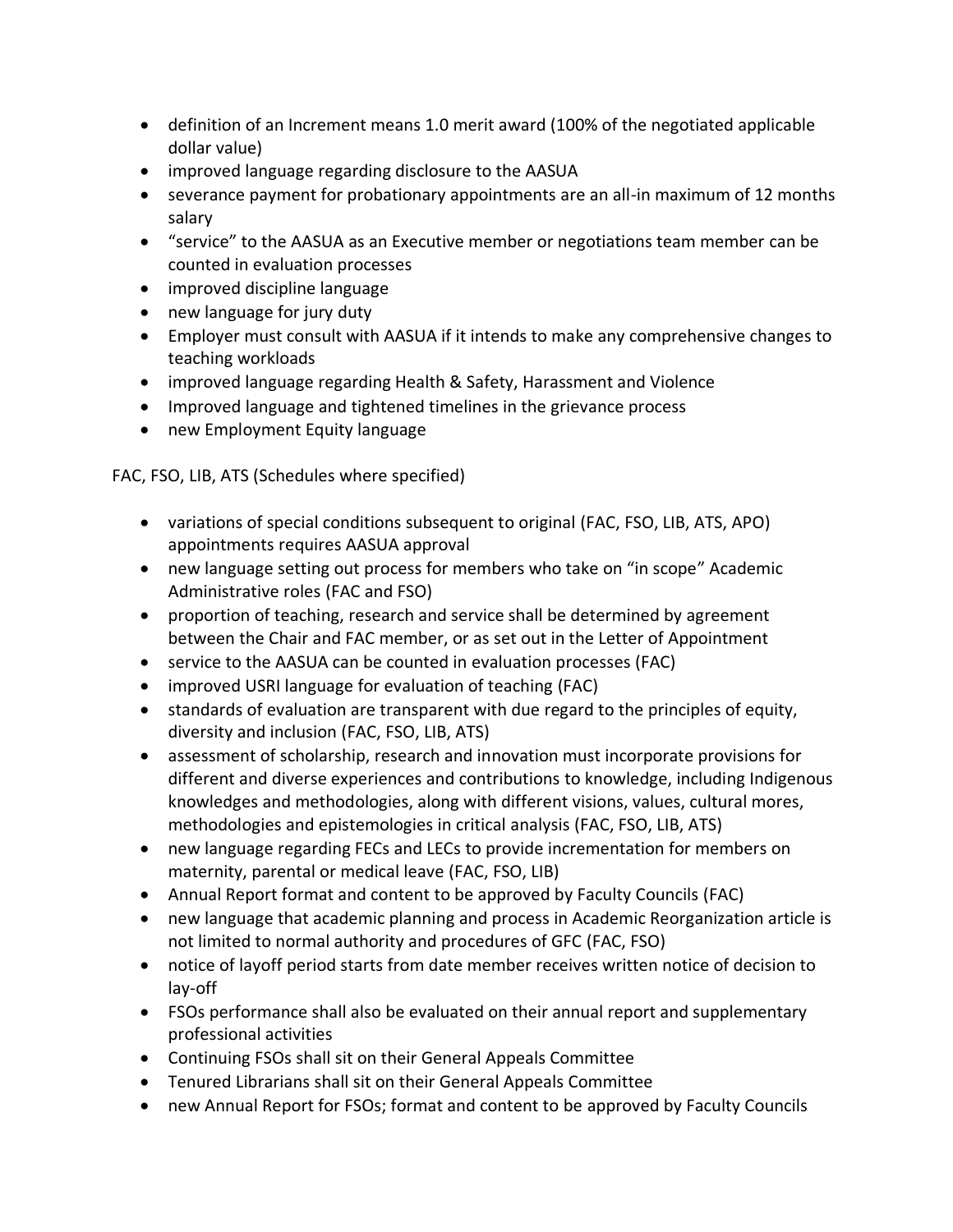- definition of an Increment means 1.0 merit award (100% of the negotiated applicable dollar value)
- improved language regarding disclosure to the AASUA
- severance payment for probationary appointments are an all-in maximum of 12 months salary
- "service" to the AASUA as an Executive member or negotiations team member can be counted in evaluation processes
- improved discipline language
- new language for jury duty
- Employer must consult with AASUA if it intends to make any comprehensive changes to teaching workloads
- improved language regarding Health & Safety, Harassment and Violence
- Improved language and tightened timelines in the grievance process
- new Employment Equity language

FAC, FSO, LIB, ATS (Schedules where specified)

- variations of special conditions subsequent to original (FAC, FSO, LIB, ATS, APO) appointments requires AASUA approval
- new language setting out process for members who take on "in scope" Academic Administrative roles (FAC and FSO)
- proportion of teaching, research and service shall be determined by agreement between the Chair and FAC member, or as set out in the Letter of Appointment
- service to the AASUA can be counted in evaluation processes (FAC)
- improved USRI language for evaluation of teaching (FAC)
- standards of evaluation are transparent with due regard to the principles of equity, diversity and inclusion (FAC, FSO, LIB, ATS)
- assessment of scholarship, research and innovation must incorporate provisions for different and diverse experiences and contributions to knowledge, including Indigenous knowledges and methodologies, along with different visions, values, cultural mores, methodologies and epistemologies in critical analysis (FAC, FSO, LIB, ATS)
- new language regarding FECs and LECs to provide incrementation for members on maternity, parental or medical leave (FAC, FSO, LIB)
- Annual Report format and content to be approved by Faculty Councils (FAC)
- new language that academic planning and process in Academic Reorganization article is not limited to normal authority and procedures of GFC (FAC, FSO)
- notice of layoff period starts from date member receives written notice of decision to lay-off
- FSOs performance shall also be evaluated on their annual report and supplementary professional activities
- Continuing FSOs shall sit on their General Appeals Committee
- Tenured Librarians shall sit on their General Appeals Committee
- new Annual Report for FSOs; format and content to be approved by Faculty Councils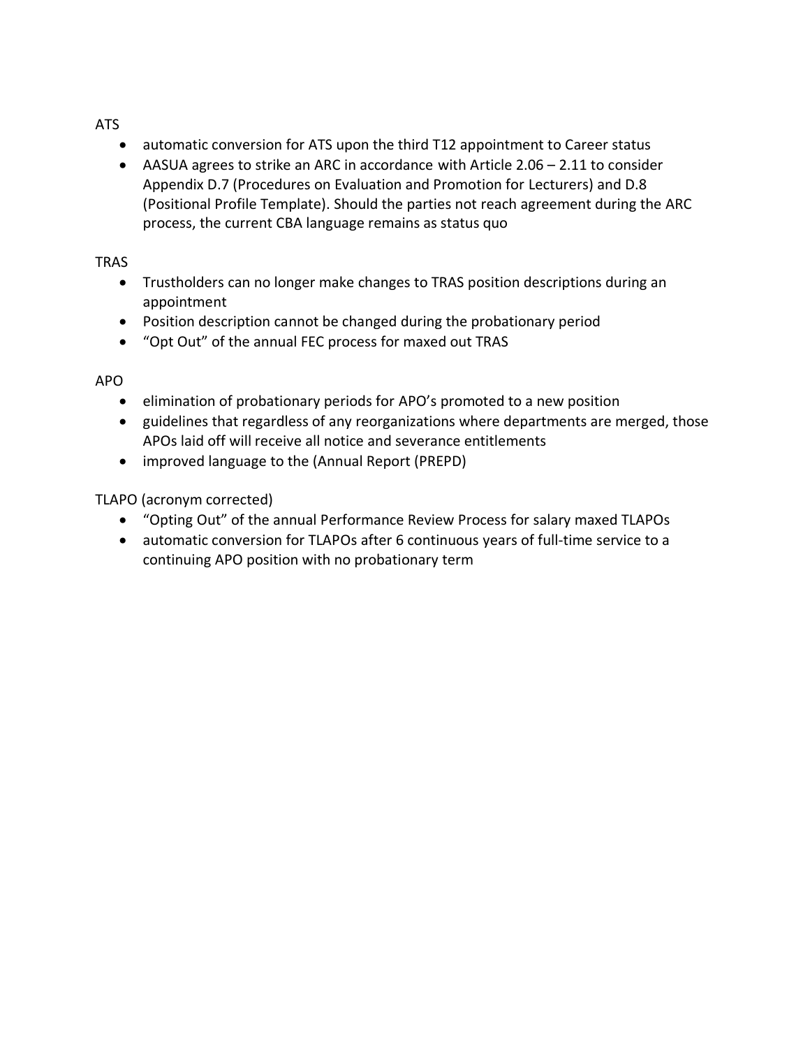ATS

- automatic conversion for ATS upon the third T12 appointment to Career status
- AASUA agrees to strike an ARC in accordance with Article 2.06 – 2.11 to consider Appendix D.7 (Procedures on Evaluation and Promotion for Lecturers) and D.8 (Positional Profile Template). Should the parties not reach agreement during the ARC process, the current CBA language remains as status quo

TRAS

- Trustholders can no longer make changes to TRAS position descriptions during an appointment
- Position description cannot be changed during the probationary period
- "Opt Out" of the annual FEC process for maxed out TRAS

APO

- elimination of probationary periods for APO's promoted to a new position
- guidelines that regardless of any reorganizations where departments are merged, those APOs laid off will receive all notice and severance entitlements
- improved language to the (Annual Report (PREPD)

TLAPO (acronym corrected)

- "Opting Out" of the annual Performance Review Process for salary maxed TLAPOs
- automatic conversion for TLAPOs after 6 continuous years of full-time service to a continuing APO position with no probationary term